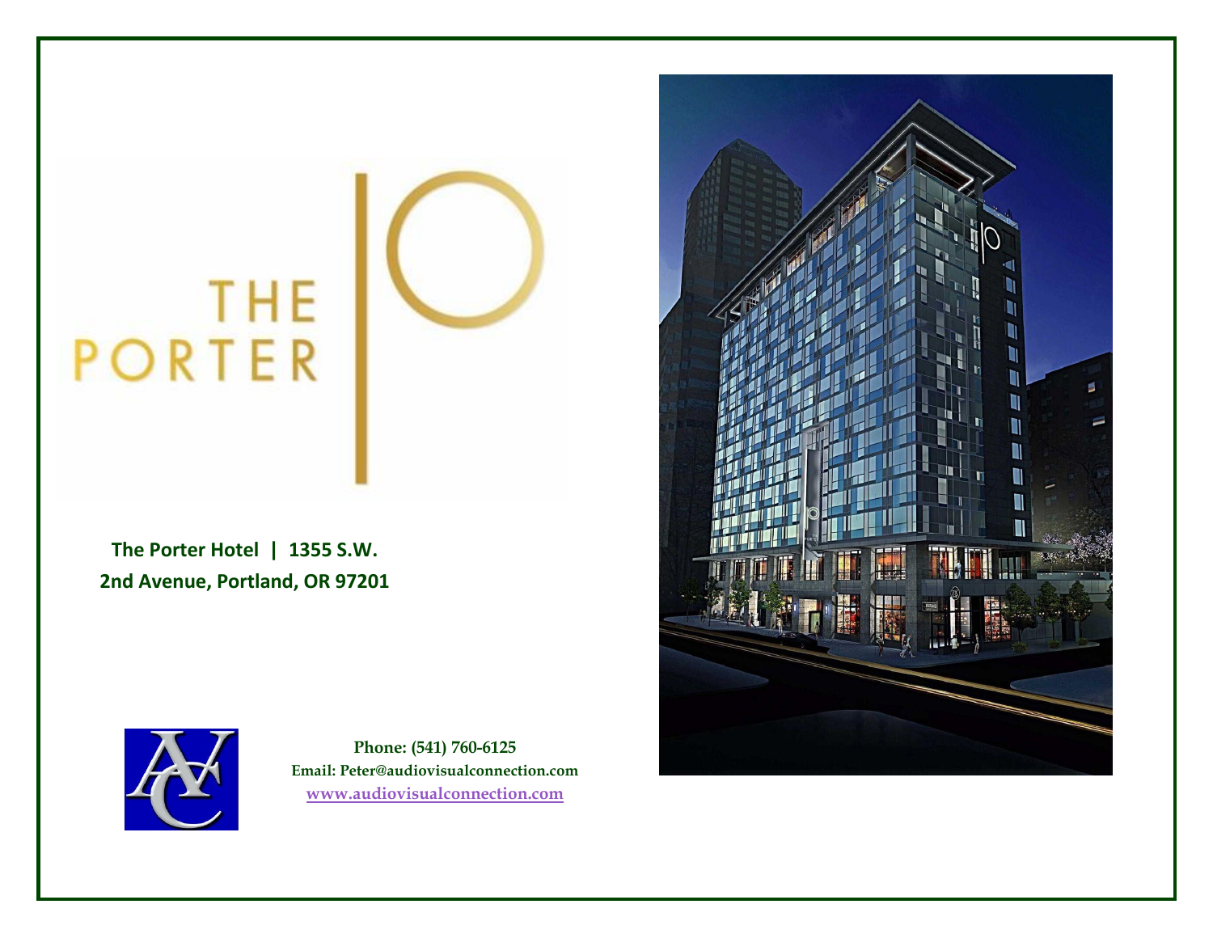THE PORTER

**The Porter Hotel | 1355 S.W. 2nd Avenue, Portland, OR 97201**

**Phone: (541) 760-6125**
**Email: Peter@audiovisualconnection.com**
**www.audiovisualconnection.com**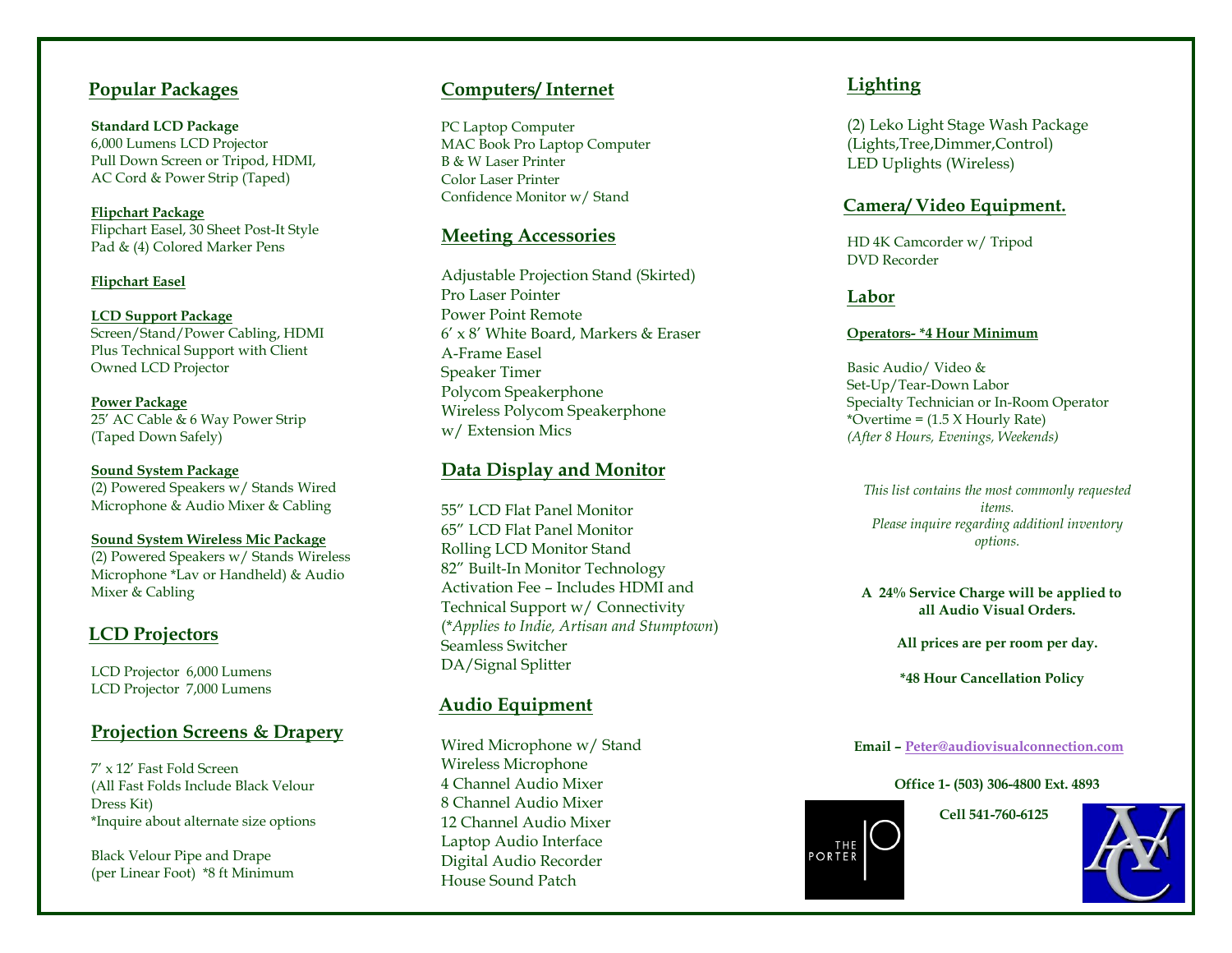## Popular Packages

**Standard LCD Package**
6,000 Lumens LCD Projector
Pull Down Screen or Tripod, HDMI,
AC Cord & Power Strip (Taped)

**Flipchart Package**
Flipchart Easel, 30 Sheet Post-It Style
Pad & (4) Colored Marker Pens

**Flipchart Easel**

**LCD Support Package**
Screen/Stand/Power Cabling, HDMI
Plus Technical Support with Client
Owned LCD Projector

**Power Package**
25' AC Cable & 6 Way Power Strip
(Taped Down Safely)

**Sound System Package**
(2) Powered Speakers w/ Stands Wired
Microphone & Audio Mixer & Cabling

**Sound System Wireless Mic Package**
(2) Powered Speakers w/ Stands Wireless
Microphone *Lav or Handheld) & Audio
Mixer & Cabling

## LCD Projectors

LCD Projector 6,000 Lumens
LCD Projector 7,000 Lumens

## Projection Screens & Drapery

7' x 12' Fast Fold Screen
(All Fast Folds Include Black Velour
Dress Kit)
*Inquire about alternate size options

Black Velour Pipe and Drape
(per Linear Foot) *8 ft Minimum

## Computers/ Internet

PC Laptop Computer
MAC Book Pro Laptop Computer
B & W Laser Printer
Color Laser Printer
Confidence Monitor w/ Stand

## Meeting Accessories

Adjustable Projection Stand (Skirted)
Pro Laser Pointer
Power Point Remote
6' x 8' White Board, Markers & Eraser
A-Frame Easel
Speaker Timer
Polycom Speakerphone
Wireless Polycom Speakerphone
w/ Extension Mics

## Data Display and Monitor

55" LCD Flat Panel Monitor
65" LCD Flat Panel Monitor
Rolling LCD Monitor Stand
82" Built-In Monitor Technology
Activation Fee – Includes HDMI and
Technical Support w/ Connectivity
(*Applies to Indie, Artisan and Stumptown*)
Seamless Switcher
DA/Signal Splitter

## Audio Equipment

Wired Microphone w/ Stand
Wireless Microphone
4 Channel Audio Mixer
8 Channel Audio Mixer
12 Channel Audio Mixer
Laptop Audio Interface
Digital Audio Recorder
House Sound Patch

## Lighting

(2) Leko Light Stage Wash Package
(Lights,Tree,Dimmer,Control)
LED Uplights (Wireless)

## Camera/ Video Equipment.

HD 4K Camcorder w/ Tripod
DVD Recorder

## Labor

**Operators- *4 Hour Minimum**

Basic Audio/ Video &
Set-Up/Tear-Down Labor
Specialty Technician or In-Room Operator
*Overtime = (1.5 X Hourly Rate)
*(After 8 Hours, Evenings, Weekends)*

*This list contains the most commonly requested items.*
*Please inquire regarding additionl inventory options.*

**A 24% Service Charge will be applied to all Audio Visual Orders.**

**All prices are per room per day.**

***48 Hour Cancellation Policy**

**Email – Peter@audiovisualconnection.com**

**Office 1- (503) 306-4800 Ext. 4893**

**Cell 541-760-6125**

THE PORTER